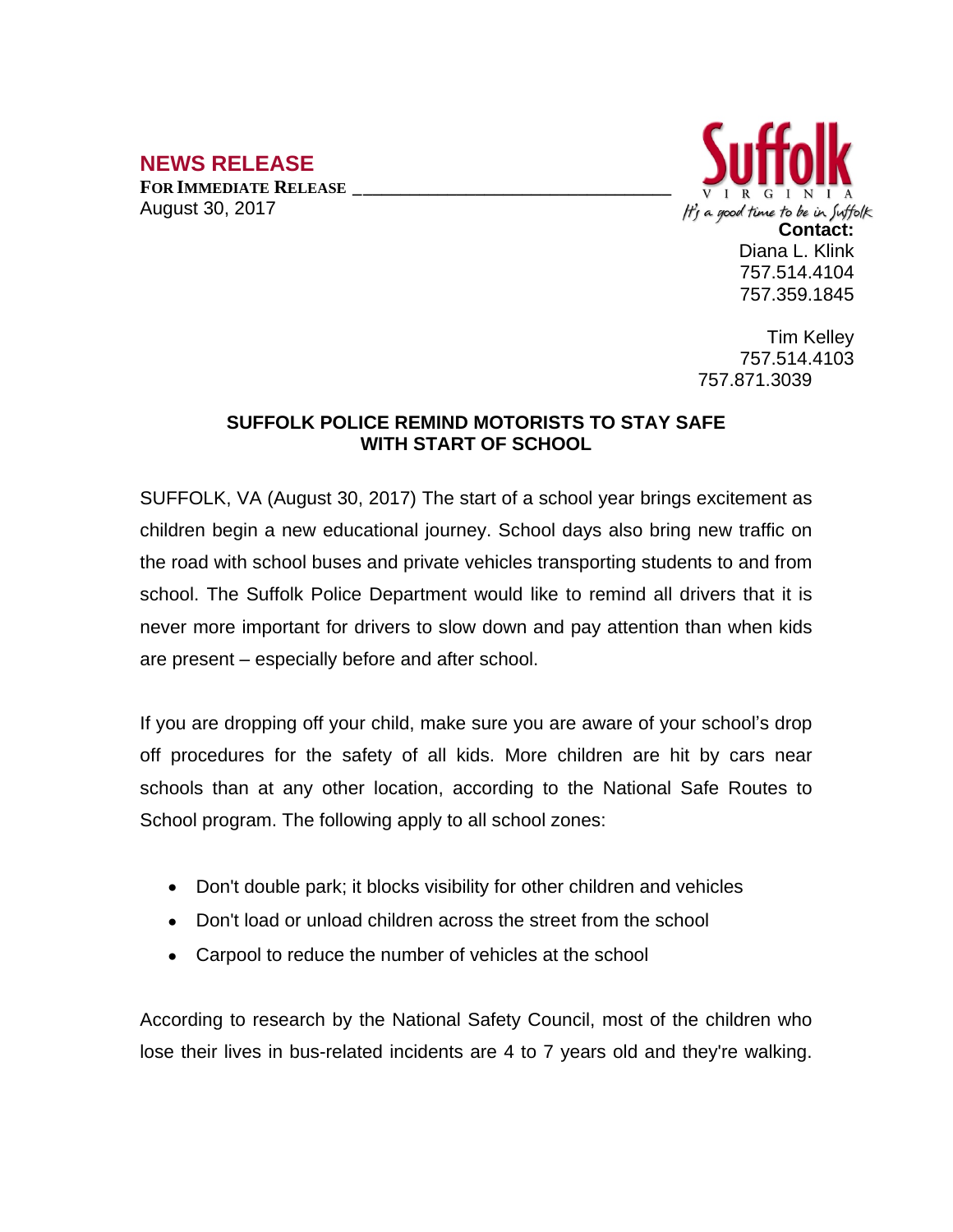## NEWS RELEASE

**FOR IMMEDIATE RELEASE**

August 30, 2017

Suffolk
VIRGINIA
It's a good time to be in Suffolk

**Contact:**
Diana L. Klink
757.514.4104
757.359.1845

Tim Kelley
757.514.4103
757.871.3039

### SUFFOLK POLICE REMIND MOTORISTS TO STAY SAFE WITH START OF SCHOOL

SUFFOLK, VA (August 30, 2017) The start of a school year brings excitement as children begin a new educational journey. School days also bring new traffic on the road with school buses and private vehicles transporting students to and from school. The Suffolk Police Department would like to remind all drivers that it is never more important for drivers to slow down and pay attention than when kids are present – especially before and after school.

If you are dropping off your child, make sure you are aware of your school's drop off procedures for the safety of all kids. More children are hit by cars near schools than at any other location, according to the National Safe Routes to School program. The following apply to all school zones:

- Don't double park; it blocks visibility for other children and vehicles
- Don't load or unload children across the street from the school
- Carpool to reduce the number of vehicles at the school

According to research by the National Safety Council, most of the children who lose their lives in bus-related incidents are 4 to 7 years old and they're walking.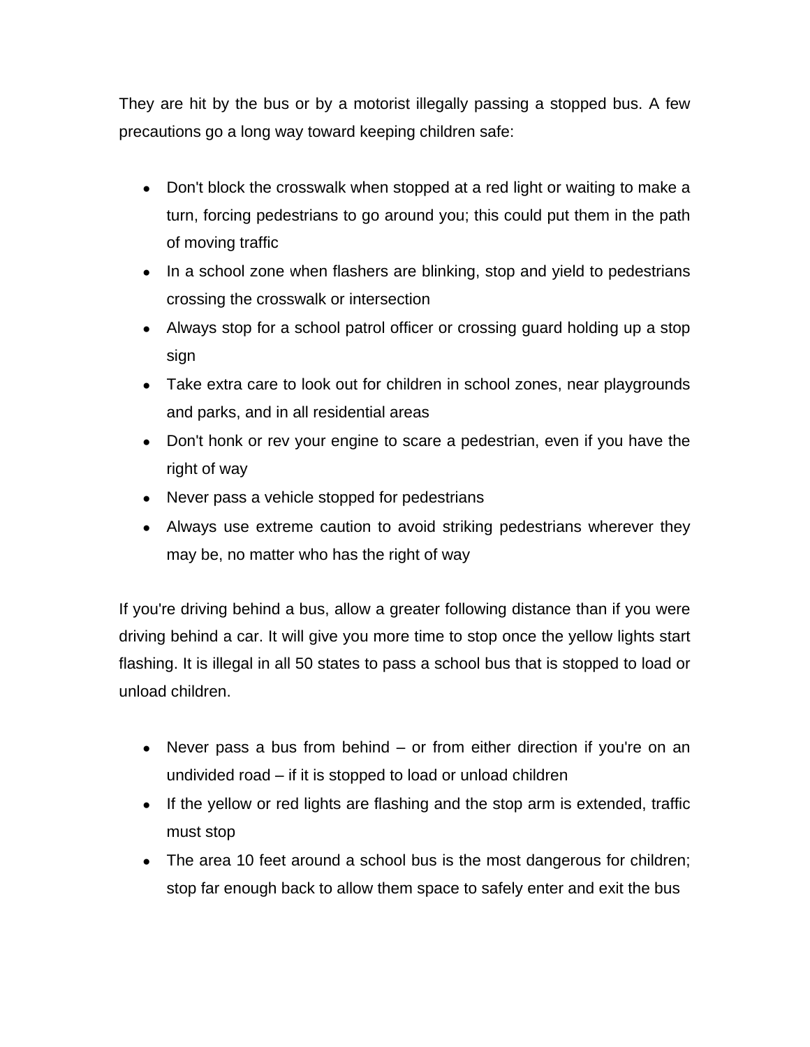They are hit by the bus or by a motorist illegally passing a stopped bus. A few precautions go a long way toward keeping children safe:

- Don't block the crosswalk when stopped at a red light or waiting to make a turn, forcing pedestrians to go around you; this could put them in the path of moving traffic
- In a school zone when flashers are blinking, stop and yield to pedestrians crossing the crosswalk or intersection
- Always stop for a school patrol officer or crossing guard holding up a stop sign
- Take extra care to look out for children in school zones, near playgrounds and parks, and in all residential areas
- Don't honk or rev your engine to scare a pedestrian, even if you have the right of way
- Never pass a vehicle stopped for pedestrians
- Always use extreme caution to avoid striking pedestrians wherever they may be, no matter who has the right of way

If you're driving behind a bus, allow a greater following distance than if you were driving behind a car. It will give you more time to stop once the yellow lights start flashing. It is illegal in all 50 states to pass a school bus that is stopped to load or unload children.

- Never pass a bus from behind – or from either direction if you're on an undivided road – if it is stopped to load or unload children
- If the yellow or red lights are flashing and the stop arm is extended, traffic must stop
- The area 10 feet around a school bus is the most dangerous for children; stop far enough back to allow them space to safely enter and exit the bus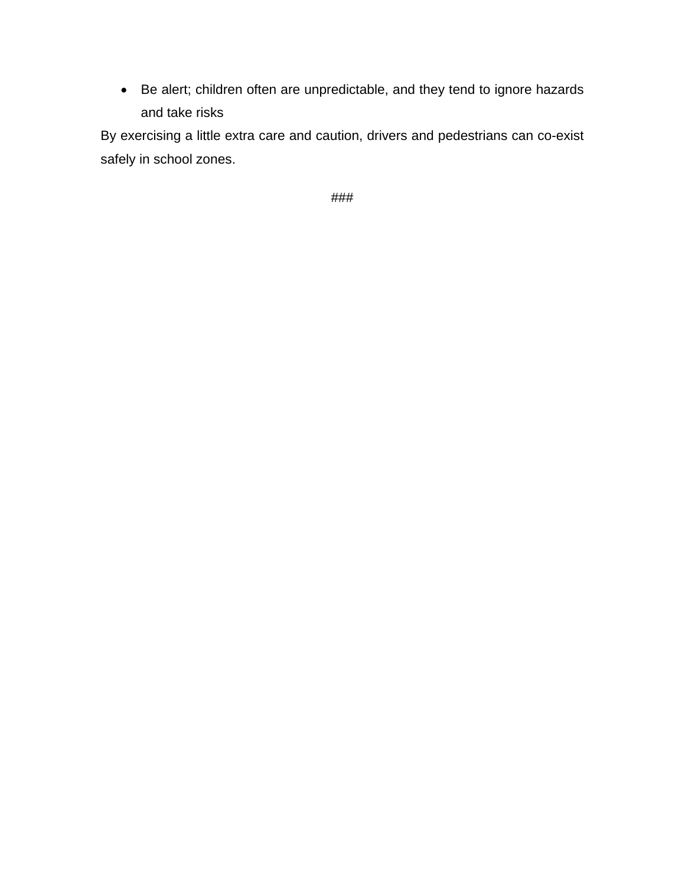- Be alert; children often are unpredictable, and they tend to ignore hazards and take risks

By exercising a little extra care and caution, drivers and pedestrians can co-exist safely in school zones.

###